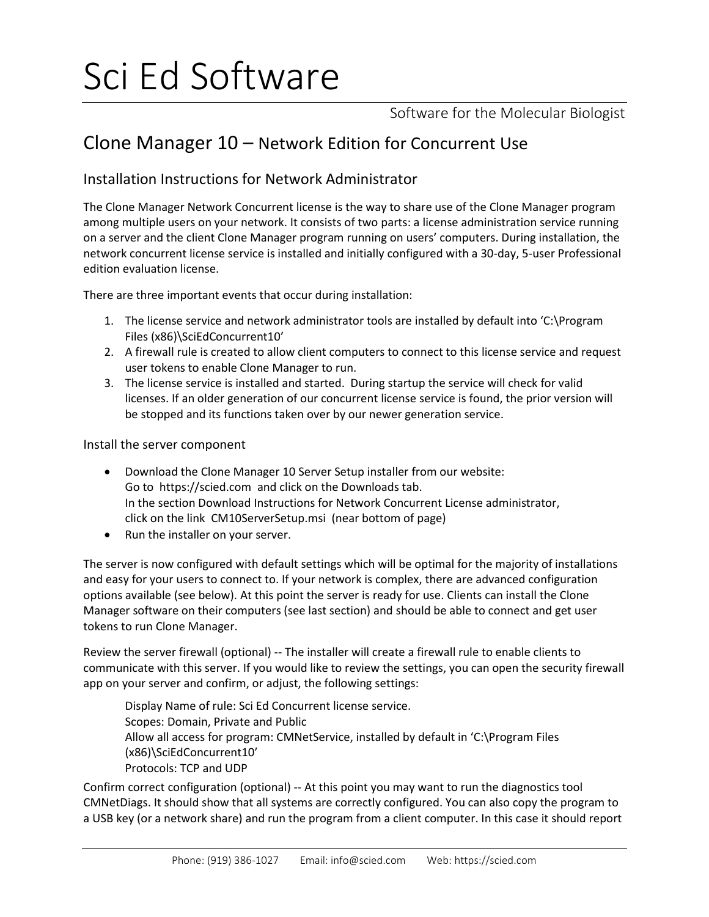# Sci Ed Software

Software for the Molecular Biologist

## Clone Manager 10 – Network Edition for Concurrent Use

### Installation Instructions for Network Administrator

The Clone Manager Network Concurrent license is the way to share use of the Clone Manager program among multiple users on your network. It consists of two parts: a license administration service running on a server and the client Clone Manager program running on users' computers. During installation, the network concurrent license service is installed and initially configured with a 30-day, 5-user Professional edition evaluation license.

There are three important events that occur during installation:

1. The license service and network administrator tools are installed by default into 'C:\Program Files (x86)\SciEdConcurrent10'
2. A firewall rule is created to allow client computers to connect to this license service and request user tokens to enable Clone Manager to run.
3. The license service is installed and started. During startup the service will check for valid licenses. If an older generation of our concurrent license service is found, the prior version will be stopped and its functions taken over by our newer generation service.

### Install the server component

- Download the Clone Manager 10 Server Setup installer from our website:
  Go to https://scied.com and click on the Downloads tab.
  In the section Download Instructions for Network Concurrent License administrator, click on the link CM10ServerSetup.msi (near bottom of page)
- Run the installer on your server.

The server is now configured with default settings which will be optimal for the majority of installations and easy for your users to connect to. If your network is complex, there are advanced configuration options available (see below). At this point the server is ready for use. Clients can install the Clone Manager software on their computers (see last section) and should be able to connect and get user tokens to run Clone Manager.

Review the server firewall (optional) -- The installer will create a firewall rule to enable clients to communicate with this server. If you would like to review the settings, you can open the security firewall app on your server and confirm, or adjust, the following settings:

> Display Name of rule: Sci Ed Concurrent license service.
> Scopes: Domain, Private and Public
> Allow all access for program: CMNetService, installed by default in 'C:\Program Files (x86)\SciEdConcurrent10'
> Protocols: TCP and UDP

Confirm correct configuration (optional) -- At this point you may want to run the diagnostics tool CMNetDiags. It should show that all systems are correctly configured. You can also copy the program to a USB key (or a network share) and run the program from a client computer. In this case it should report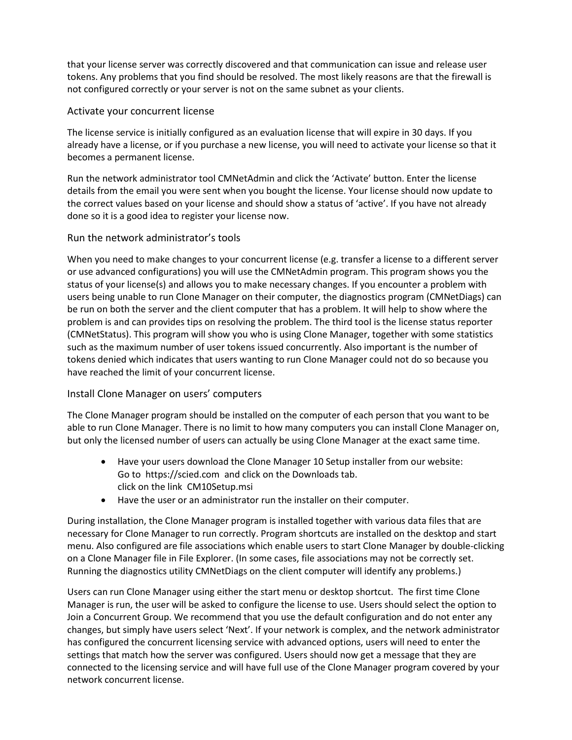that your license server was correctly discovered and that communication can issue and release user tokens. Any problems that you find should be resolved. The most likely reasons are that the firewall is not configured correctly or your server is not on the same subnet as your clients.

## Activate your concurrent license

The license service is initially configured as an evaluation license that will expire in 30 days. If you already have a license, or if you purchase a new license, you will need to activate your license so that it becomes a permanent license.

Run the network administrator tool CMNetAdmin and click the 'Activate' button. Enter the license details from the email you were sent when you bought the license. Your license should now update to the correct values based on your license and should show a status of 'active'. If you have not already done so it is a good idea to register your license now.

## Run the network administrator's tools

When you need to make changes to your concurrent license (e.g. transfer a license to a different server or use advanced configurations) you will use the CMNetAdmin program. This program shows you the status of your license(s) and allows you to make necessary changes. If you encounter a problem with users being unable to run Clone Manager on their computer, the diagnostics program (CMNetDiags) can be run on both the server and the client computer that has a problem. It will help to show where the problem is and can provides tips on resolving the problem. The third tool is the license status reporter (CMNetStatus). This program will show you who is using Clone Manager, together with some statistics such as the maximum number of user tokens issued concurrently. Also important is the number of tokens denied which indicates that users wanting to run Clone Manager could not do so because you have reached the limit of your concurrent license.

## Install Clone Manager on users' computers

The Clone Manager program should be installed on the computer of each person that you want to be able to run Clone Manager. There is no limit to how many computers you can install Clone Manager on, but only the licensed number of users can actually be using Clone Manager at the exact same time.

- Have your users download the Clone Manager 10 Setup installer from our website:
  Go to https://scied.com and click on the Downloads tab.
  click on the link CM10Setup.msi
- Have the user or an administrator run the installer on their computer.

During installation, the Clone Manager program is installed together with various data files that are necessary for Clone Manager to run correctly. Program shortcuts are installed on the desktop and start menu. Also configured are file associations which enable users to start Clone Manager by double-clicking on a Clone Manager file in File Explorer. (In some cases, file associations may not be correctly set. Running the diagnostics utility CMNetDiags on the client computer will identify any problems.)

Users can run Clone Manager using either the start menu or desktop shortcut. The first time Clone Manager is run, the user will be asked to configure the license to use. Users should select the option to Join a Concurrent Group. We recommend that you use the default configuration and do not enter any changes, but simply have users select 'Next'. If your network is complex, and the network administrator has configured the concurrent licensing service with advanced options, users will need to enter the settings that match how the server was configured. Users should now get a message that they are connected to the licensing service and will have full use of the Clone Manager program covered by your network concurrent license.